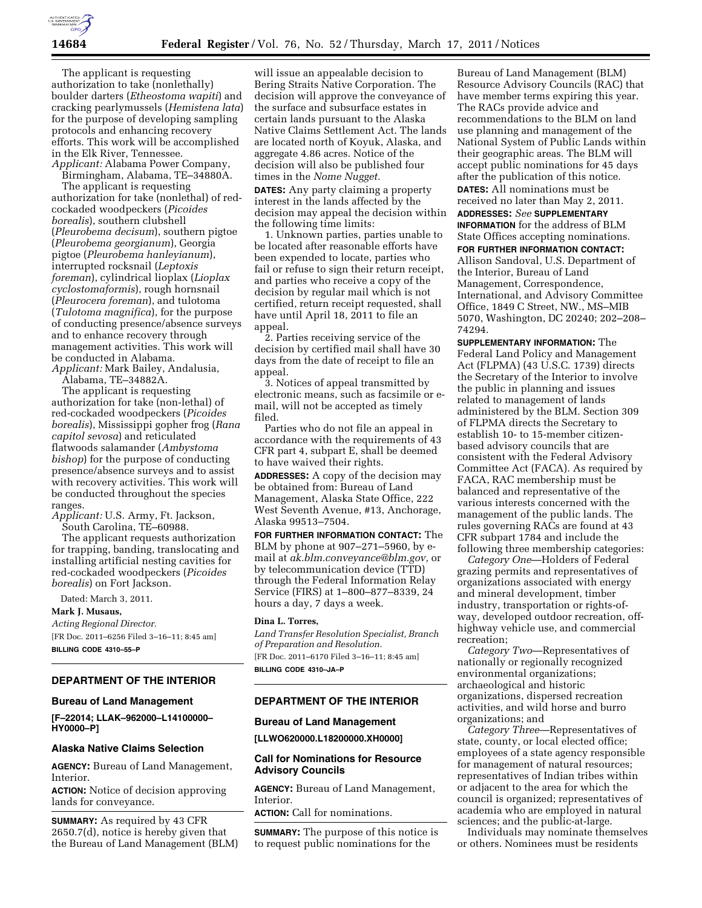The applicant is requesting authorization to take (nonlethally) boulder darters (*Etheostoma wapiti*) and cracking pearlymussels (*Hemistena lata*) for the purpose of developing sampling protocols and enhancing recovery efforts. This work will be accomplished in the Elk River, Tennessee.

*Applicant:* Alabama Power Company, Birmingham, Alabama, TE–34880A.

The applicant is requesting authorization for take (nonlethal) of red-cockaded woodpeckers (*Picoides borealis*), southern clubshell (*Pleurobema decisum*), southern pigtoe (*Pleurobema georgianum*), Georgia pigtoe (*Pleurobema hanleyianum*), interrupted rocksnail (*Leptoxis foreman*), cylindrical lioplax (*Lioplax cyclostomaformis*), rough hornsnail (*Pleurocera foreman*), and tulotoma (*Tulotoma magnifica*), for the purpose of conducting presence/absence surveys and to enhance recovery through management activities. This work will be conducted in Alabama.

*Applicant:* Mark Bailey, Andalusia, Alabama, TE–34882A.

The applicant is requesting authorization for take (non-lethal) of red-cockaded woodpeckers (*Picoides borealis*), Mississippi gopher frog (*Rana capitol sevosa*) and reticulated flatwoods salamander (*Ambystoma bishop*) for the purpose of conducting presence/absence surveys and to assist with recovery activities. This work will be conducted throughout the species ranges.

*Applicant:* U.S. Army, Ft. Jackson, South Carolina, TE–60988.

The applicant requests authorization for trapping, banding, translocating and installing artificial nesting cavities for red-cockaded woodpeckers (*Picoides borealis*) on Fort Jackson.

Dated: March 3, 2011.

**Mark J. Musaus,**

*Acting Regional Director.*

[FR Doc. 2011–6256 Filed 3–16–11; 8:45 am]

**BILLING CODE 4310–55–P**

## DEPARTMENT OF THE INTERIOR

### Bureau of Land Management

**[F–22014; LLAK–962000–L14100000–HY0000–P]**

### Alaska Native Claims Selection

**AGENCY:** Bureau of Land Management, Interior.

**ACTION:** Notice of decision approving lands for conveyance.

**SUMMARY:** As required by 43 CFR 2650.7(d), notice is hereby given that the Bureau of Land Management (BLM) will issue an appealable decision to Bering Straits Native Corporation. The decision will approve the conveyance of the surface and subsurface estates in certain lands pursuant to the Alaska Native Claims Settlement Act. The lands are located north of Koyuk, Alaska, and aggregate 4.86 acres. Notice of the decision will also be published four times in the *Nome Nugget.*

**DATES:** Any party claiming a property interest in the lands affected by the decision may appeal the decision within the following time limits:

1. Unknown parties, parties unable to be located after reasonable efforts have been expended to locate, parties who fail or refuse to sign their return receipt, and parties who receive a copy of the decision by regular mail which is not certified, return receipt requested, shall have until April 18, 2011 to file an appeal.

2. Parties receiving service of the decision by certified mail shall have 30 days from the date of receipt to file an appeal.

3. Notices of appeal transmitted by electronic means, such as facsimile or e-mail, will not be accepted as timely filed.

Parties who do not file an appeal in accordance with the requirements of 43 CFR part 4, subpart E, shall be deemed to have waived their rights.

**ADDRESSES:** A copy of the decision may be obtained from: Bureau of Land Management, Alaska State Office, 222 West Seventh Avenue, #13, Anchorage, Alaska 99513–7504.

**FOR FURTHER INFORMATION CONTACT:** The BLM by phone at 907–271–5960, by e-mail at *ak.blm.conveyance@blm.gov,* or by telecommunication device (TTD) through the Federal Information Relay Service (FIRS) at 1–800–877–8339, 24 hours a day, 7 days a week.

**Dina L. Torres,**

*Land Transfer Resolution Specialist, Branch of Preparation and Resolution.*

[FR Doc. 2011–6170 Filed 3–16–11; 8:45 am]

**BILLING CODE 4310–JA–P**

## DEPARTMENT OF THE INTERIOR

### Bureau of Land Management

**[LLWO620000.L18200000.XH0000]**

### Call for Nominations for Resource Advisory Councils

**AGENCY:** Bureau of Land Management, Interior.

**ACTION:** Call for nominations.

**SUMMARY:** The purpose of this notice is to request public nominations for the Bureau of Land Management (BLM) Resource Advisory Councils (RAC) that have member terms expiring this year. The RACs provide advice and recommendations to the BLM on land use planning and management of the National System of Public Lands within their geographic areas. The BLM will accept public nominations for 45 days after the publication of this notice.

**DATES:** All nominations must be received no later than May 2, 2011.

**ADDRESSES:** *See* **SUPPLEMENTARY INFORMATION** for the address of BLM State Offices accepting nominations.

**FOR FURTHER INFORMATION CONTACT:** Allison Sandoval, U.S. Department of the Interior, Bureau of Land Management, Correspondence, International, and Advisory Committee Office, 1849 C Street, NW., MS–MIB 5070, Washington, DC 20240; 202–208–74294.

**SUPPLEMENTARY INFORMATION:** The Federal Land Policy and Management Act (FLPMA) (43 U.S.C. 1739) directs the Secretary of the Interior to involve the public in planning and issues related to management of lands administered by the BLM. Section 309 of FLPMA directs the Secretary to establish 10- to 15-member citizen-based advisory councils that are consistent with the Federal Advisory Committee Act (FACA). As required by FACA, RAC membership must be balanced and representative of the various interests concerned with the management of the public lands. The rules governing RACs are found at 43 CFR subpart 1784 and include the following three membership categories:

*Category One*—Holders of Federal grazing permits and representatives of organizations associated with energy and mineral development, timber industry, transportation or rights-of-way, developed outdoor recreation, off-highway vehicle use, and commercial recreation;

*Category Two*—Representatives of nationally or regionally recognized environmental organizations; archaeological and historic organizations, dispersed recreation activities, and wild horse and burro organizations; and

*Category Three*—Representatives of state, county, or local elected office; employees of a state agency responsible for management of natural resources; representatives of Indian tribes within or adjacent to the area for which the council is organized; representatives of academia who are employed in natural sciences; and the public-at-large.

Individuals may nominate themselves or others. Nominees must be residents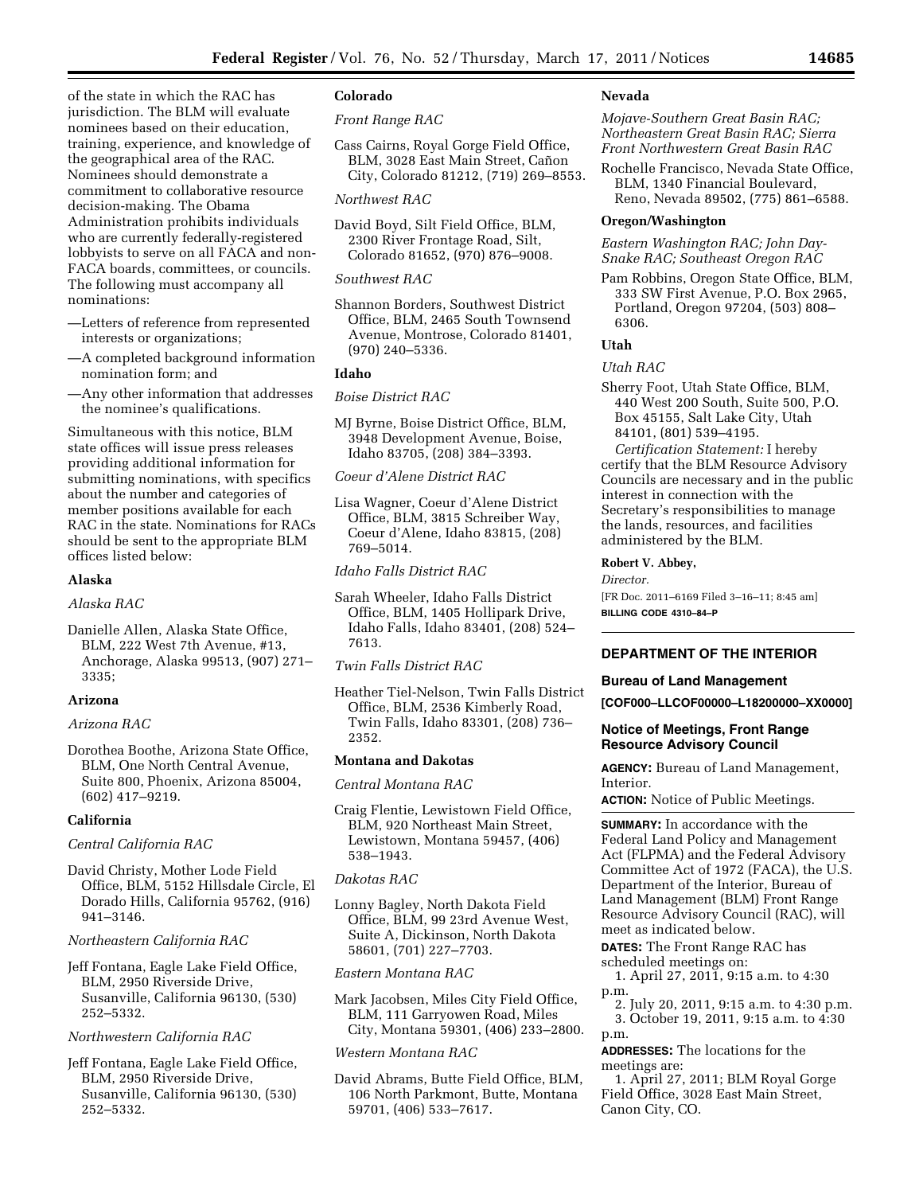of the state in which the RAC has jurisdiction. The BLM will evaluate nominees based on their education, training, experience, and knowledge of the geographical area of the RAC. Nominees should demonstrate a commitment to collaborative resource decision-making. The Obama Administration prohibits individuals who are currently federally-registered lobbyists to serve on all FACA and non-FACA boards, committees, or councils. The following must accompany all nominations:

—Letters of reference from represented interests or organizations;

—A completed background information nomination form; and

—Any other information that addresses the nominee's qualifications.

Simultaneous with this notice, BLM state offices will issue press releases providing additional information for submitting nominations, with specifics about the number and categories of member positions available for each RAC in the state. Nominations for RACs should be sent to the appropriate BLM offices listed below:

**Alaska**

*Alaska RAC*

Danielle Allen, Alaska State Office, BLM, 222 West 7th Avenue, #13, Anchorage, Alaska 99513, (907) 271–3335;

**Arizona**

*Arizona RAC*

Dorothea Boothe, Arizona State Office, BLM, One North Central Avenue, Suite 800, Phoenix, Arizona 85004, (602) 417–9219.

**California**

*Central California RAC*

David Christy, Mother Lode Field Office, BLM, 5152 Hillsdale Circle, El Dorado Hills, California 95762, (916) 941–3146.

*Northeastern California RAC*

Jeff Fontana, Eagle Lake Field Office, BLM, 2950 Riverside Drive, Susanville, California 96130, (530) 252–5332.

*Northwestern California RAC*

Jeff Fontana, Eagle Lake Field Office, BLM, 2950 Riverside Drive, Susanville, California 96130, (530) 252–5332.

**Colorado**

*Front Range RAC*

Cass Cairns, Royal Gorge Field Office, BLM, 3028 East Main Street, Cañon City, Colorado 81212, (719) 269–8553.

*Northwest RAC*

David Boyd, Silt Field Office, BLM, 2300 River Frontage Road, Silt, Colorado 81652, (970) 876–9008.

*Southwest RAC*

Shannon Borders, Southwest District Office, BLM, 2465 South Townsend Avenue, Montrose, Colorado 81401, (970) 240–5336.

**Idaho**

*Boise District RAC*

MJ Byrne, Boise District Office, BLM, 3948 Development Avenue, Boise, Idaho 83705, (208) 384–3393.

*Coeur d'Alene District RAC*

Lisa Wagner, Coeur d'Alene District Office, BLM, 3815 Schreiber Way, Coeur d'Alene, Idaho 83815, (208) 769–5014.

*Idaho Falls District RAC*

Sarah Wheeler, Idaho Falls District Office, BLM, 1405 Hollipark Drive, Idaho Falls, Idaho 83401, (208) 524–7613.

*Twin Falls District RAC*

Heather Tiel-Nelson, Twin Falls District Office, BLM, 2536 Kimberly Road, Twin Falls, Idaho 83301, (208) 736–2352.

**Montana and Dakotas**

*Central Montana RAC*

Craig Flentie, Lewistown Field Office, BLM, 920 Northeast Main Street, Lewistown, Montana 59457, (406) 538–1943.

*Dakotas RAC*

Lonny Bagley, North Dakota Field Office, BLM, 99 23rd Avenue West, Suite A, Dickinson, North Dakota 58601, (701) 227–7703.

*Eastern Montana RAC*

Mark Jacobsen, Miles City Field Office, BLM, 111 Garryowen Road, Miles City, Montana 59301, (406) 233–2800.

*Western Montana RAC*

David Abrams, Butte Field Office, BLM, 106 North Parkmont, Butte, Montana 59701, (406) 533–7617.

**Nevada**

*Mojave-Southern Great Basin RAC; Northeastern Great Basin RAC; Sierra Front Northwestern Great Basin RAC*

Rochelle Francisco, Nevada State Office, BLM, 1340 Financial Boulevard, Reno, Nevada 89502, (775) 861–6588.

**Oregon/Washington**

*Eastern Washington RAC; John Day-Snake RAC; Southeast Oregon RAC*

Pam Robbins, Oregon State Office, BLM, 333 SW First Avenue, P.O. Box 2965, Portland, Oregon 97204, (503) 808–6306.

**Utah**

*Utah RAC*

Sherry Foot, Utah State Office, BLM, 440 West 200 South, Suite 500, P.O. Box 45155, Salt Lake City, Utah 84101, (801) 539–4195.

*Certification Statement:* I hereby certify that the BLM Resource Advisory Councils are necessary and in the public interest in connection with the Secretary's responsibilities to manage the lands, resources, and facilities administered by the BLM.

**Robert V. Abbey,**

*Director.*

[FR Doc. 2011–6169 Filed 3–16–11; 8:45 am]

**BILLING CODE 4310–84–P**

---

## DEPARTMENT OF THE INTERIOR

### Bureau of Land Management

**[COF000–LLCOF00000–L18200000–XX0000]**

### Notice of Meetings, Front Range Resource Advisory Council

**AGENCY:** Bureau of Land Management, Interior.

**ACTION:** Notice of Public Meetings.

**SUMMARY:** In accordance with the Federal Land Policy and Management Act (FLPMA) and the Federal Advisory Committee Act of 1972 (FACA), the U.S. Department of the Interior, Bureau of Land Management (BLM) Front Range Resource Advisory Council (RAC), will meet as indicated below.

**DATES:** The Front Range RAC has scheduled meetings on:

1. April 27, 2011, 9:15 a.m. to 4:30 p.m.

2. July 20, 2011, 9:15 a.m. to 4:30 p.m.

3. October 19, 2011, 9:15 a.m. to 4:30 p.m.

**ADDRESSES:** The locations for the meetings are:

1. April 27, 2011; BLM Royal Gorge Field Office, 3028 East Main Street, Canon City, CO.